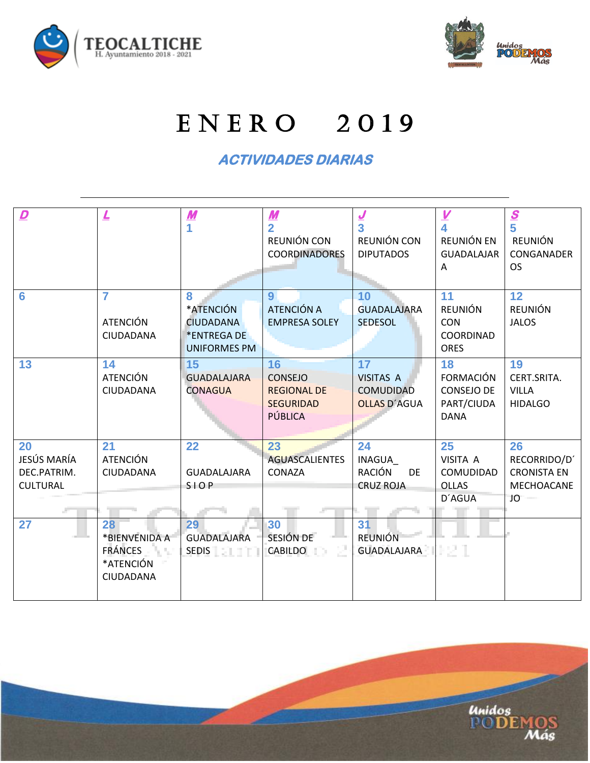TEOCALTICHE
H. Ayuntamiento 2018 - 2021

Unidos PODEMOS Más

# ENERO 2019

## *ACTIVIDADES DIARIAS*

| D | L | M | M | J | V | S |
|---|---|---|---|---|---|---|
| | | 1 | 2 REUNIÓN CON COORDINADORES | 3 REUNIÓN CON DIPUTADOS | 4 REUNIÓN EN GUADALAJARA | 5 REUNIÓN CONGANADEROS |
| 6 | 7 ATENCIÓN CIUDADANA | 8 *ATENCIÓN CIUDADANA *ENTREGA DE UNIFORMES PM | 9 ATENCIÓN A EMPRESA SOLEY | 10 GUADALAJARA SEDESOL | 11 REUNIÓN CON COORDINADORES | 12 REUNIÓN JALOS |
| 13 | 14 ATENCIÓN CIUDADANA | 15 GUADALAJARA CONAGUA | 16 CONSEJO REGIONAL DE SEGURIDAD PÚBLICA | 17 VISITAS A COMUDIDAD OLLAS D´AGUA | 18 FORMACIÓN CONSEJO DE PART/CIUDADANA | 19 CERT.SRITA. VILLA HIDALGO |
| 20 JESÚS MARÍA DEC.PATRIM. CULTURAL | 21 ATENCIÓN CIUDADANA | 22 GUADALAJARA S I O P | 23 AGUASCALIENTES CONAZA | 24 INAGUA_RACIÓN DE CRUZ ROJA | 25 VISITA A COMUDIDAD OLLAS D´AGUA | 26 RECORRIDO/D´CRONISTA EN MECHOACANEJO |
| 27 | 28 *BIENVENIDA A FRÁNCES *ATENCIÓN CIUDADANA | 29 GUADALAJARA SEDIS | 30 SESIÓN DE CABILDO | 31 REUNIÓN GUADALAJARA | | |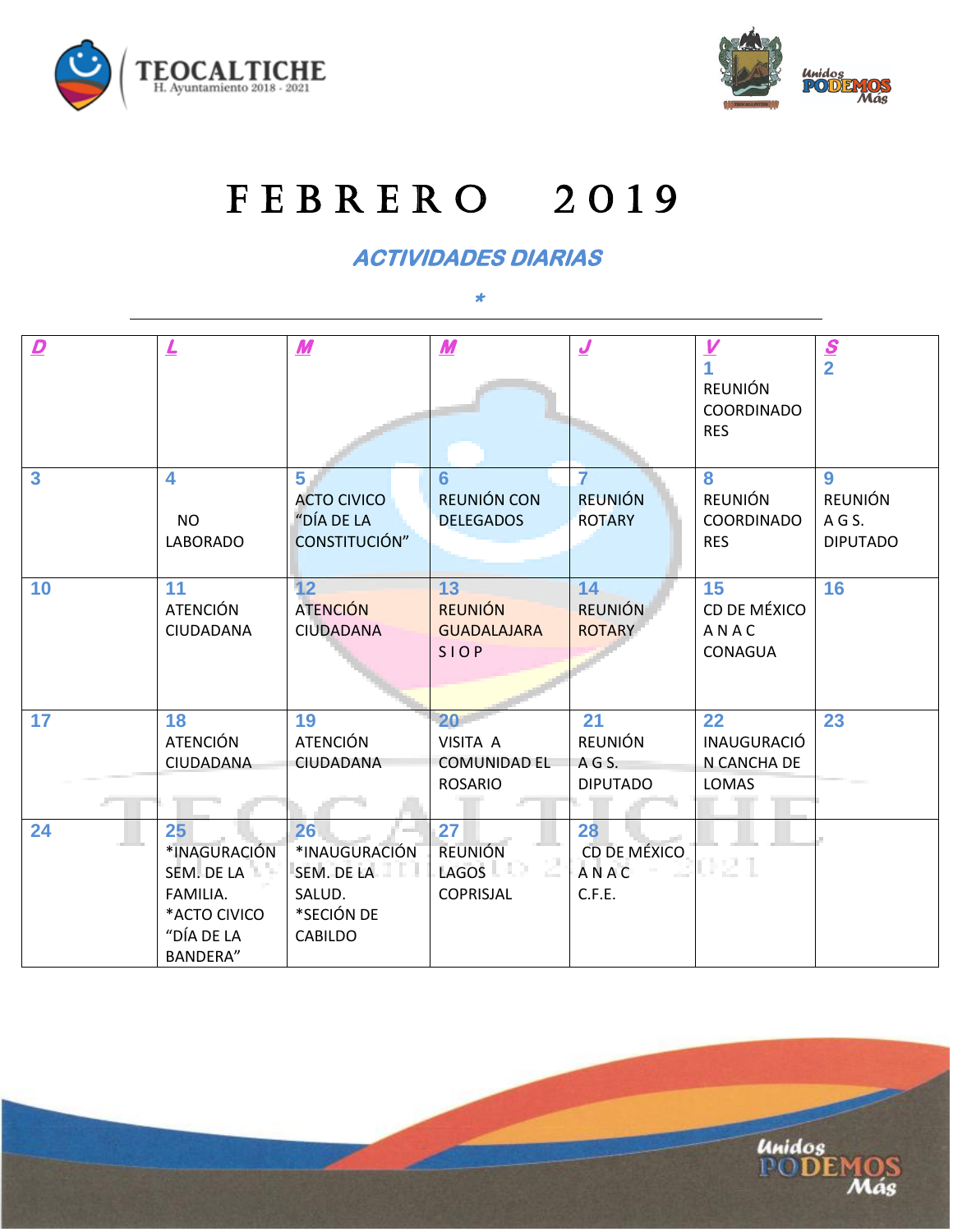# FEBRERO 2019

## ACTIVIDADES DIARIAS

*

| D | L | M | M | J | V | S |
|---|---|---|---|---|---|---|
| | | | | | 1 REUNIÓN COORDINADORES | 2 |
| 3 | 4 NO LABORADO | 5 ACTO CIVICO "DÍA DE LA CONSTITUCIÓN" | 6 REUNIÓN CON DELEGADOS | 7 REUNIÓN ROTARY | 8 REUNIÓN COORDINADORES | 9 REUNIÓN A G S. DIPUTADO |
| 10 | 11 ATENCIÓN CIUDADANA | 12 ATENCIÓN CIUDADANA | 13 REUNIÓN GUADALAJARA S I O P | 14 REUNIÓN ROTARY | 15 CD DE MÉXICO A N A C CONAGUA | 16 |
| 17 | 18 ATENCIÓN CIUDADANA | 19 ATENCIÓN CIUDADANA | 20 VISITA A COMUNIDAD EL ROSARIO | 21 REUNIÓN A G S. DIPUTADO | 22 INAUGURACIÓN CANCHA DE LOMAS | 23 |
| 24 | 25 *INAGURACIÓN SEM. DE LA FAMILIA. *ACTO CIVICO "DÍA DE LA BANDERA" | 26 *INAUGURACIÓN SEM. DE LA SALUD. *SECIÓN DE CABILDO | 27 REUNIÓN LAGOS COPRISJAL | 28 CD DE MÉXICO A N A C C.F.E. | | |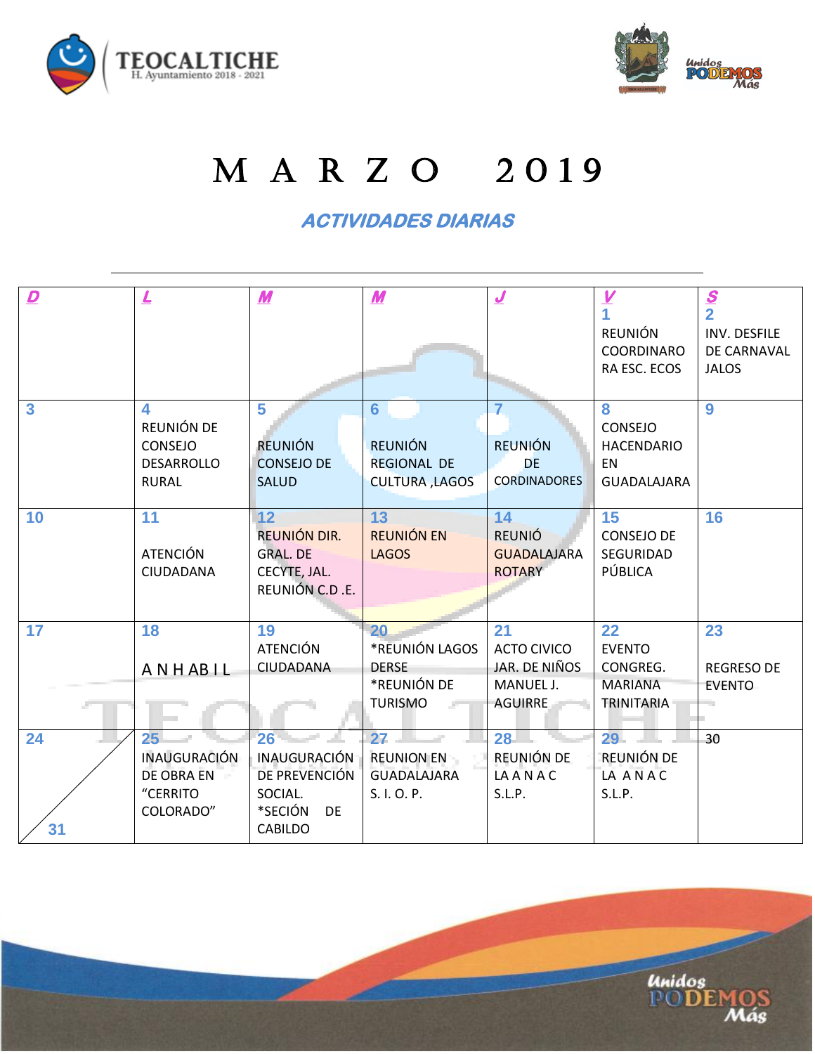TEOCALTICHE
H. Ayuntamiento 2018 - 2021

Unidos PODEMOS Más

# M A R Z O 2019

## *ACTIVIDADES DIARIAS*

| D | L | M | M | J | V | S |
|---|---|---|---|---|---|---|
| | | | | | 1 REUNIÓN COORDINARO RA ESC. ECOS | 2 INV. DESFILE DE CARNAVAL JALOS |
| 3 | 4 REUNIÓN DE CONSEJO DESARROLLO RURAL | 5 REUNIÓN CONSEJO DE SALUD | 6 REUNIÓN REGIONAL DE CULTURA ,LAGOS | 7 REUNIÓN DE CORDINADORES | 8 CONSEJO HACENDARIO EN GUADALAJARA | 9 |
| 10 | 11 ATENCIÓN CIUDADANA | 12 REUNIÓN DIR. GRAL. DE CECYTE, JAL. REUNIÓN C.D .E. | 13 REUNIÓN EN LAGOS | 14 REUNIÓ GUADALAJARA ROTARY | 15 CONSEJO DE SEGURIDAD PÚBLICA | 16 |
| 17 | 18 A N H AB I L | 19 ATENCIÓN CIUDADANA | 20 *REUNIÓN LAGOS DERSE *REUNIÓN DE TURISMO | 21 ACTO CIVICO JAR. DE NIÑOS MANUEL J. AGUIRRE | 22 EVENTO CONGREG. MARIANA TRINITARIA | 23 REGRESO DE EVENTO |
| 24 / 31 | 25 INAUGURACIÓN DE OBRA EN "CERRITO COLORADO" | 26 INAUGURACIÓN DE PREVENCIÓN SOCIAL. *SECIÓN DE CABILDO | 27 REUNION EN GUADALAJARA S. I. O. P. | 28 REUNIÓN DE LA A N A C S.L.P. | 29 REUNIÓN DE LA A N A C S.L.P. | 30 |

Unidos PODEMOS Más